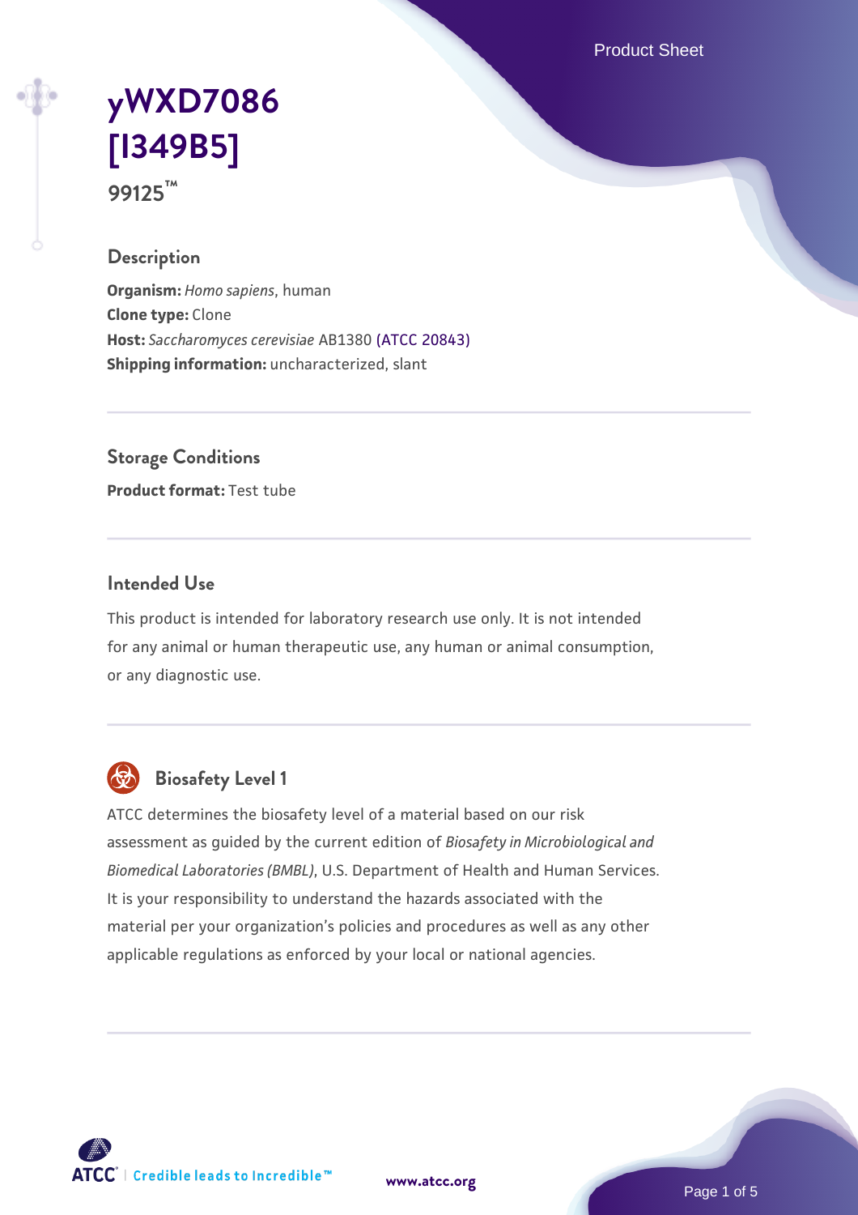# yWXD7086 [I349B5]

**99125™**

## Description

**Organism:** *Homo sapiens*, human
**Clone type:** Clone
**Host:** *Saccharomyces cerevisiae* AB1380 (ATCC 20843)
**Shipping information:** uncharacterized, slant

## Storage Conditions

**Product format:** Test tube

## Intended Use

This product is intended for laboratory research use only. It is not intended for any animal or human therapeutic use, any human or animal consumption, or any diagnostic use.

## Biosafety Level 1

ATCC determines the biosafety level of a material based on our risk assessment as guided by the current edition of *Biosafety in Microbiological and Biomedical Laboratories (BMBL)*, U.S. Department of Health and Human Services. It is your responsibility to understand the hazards associated with the material per your organization's policies and procedures as well as any other applicable regulations as enforced by your local or national agencies.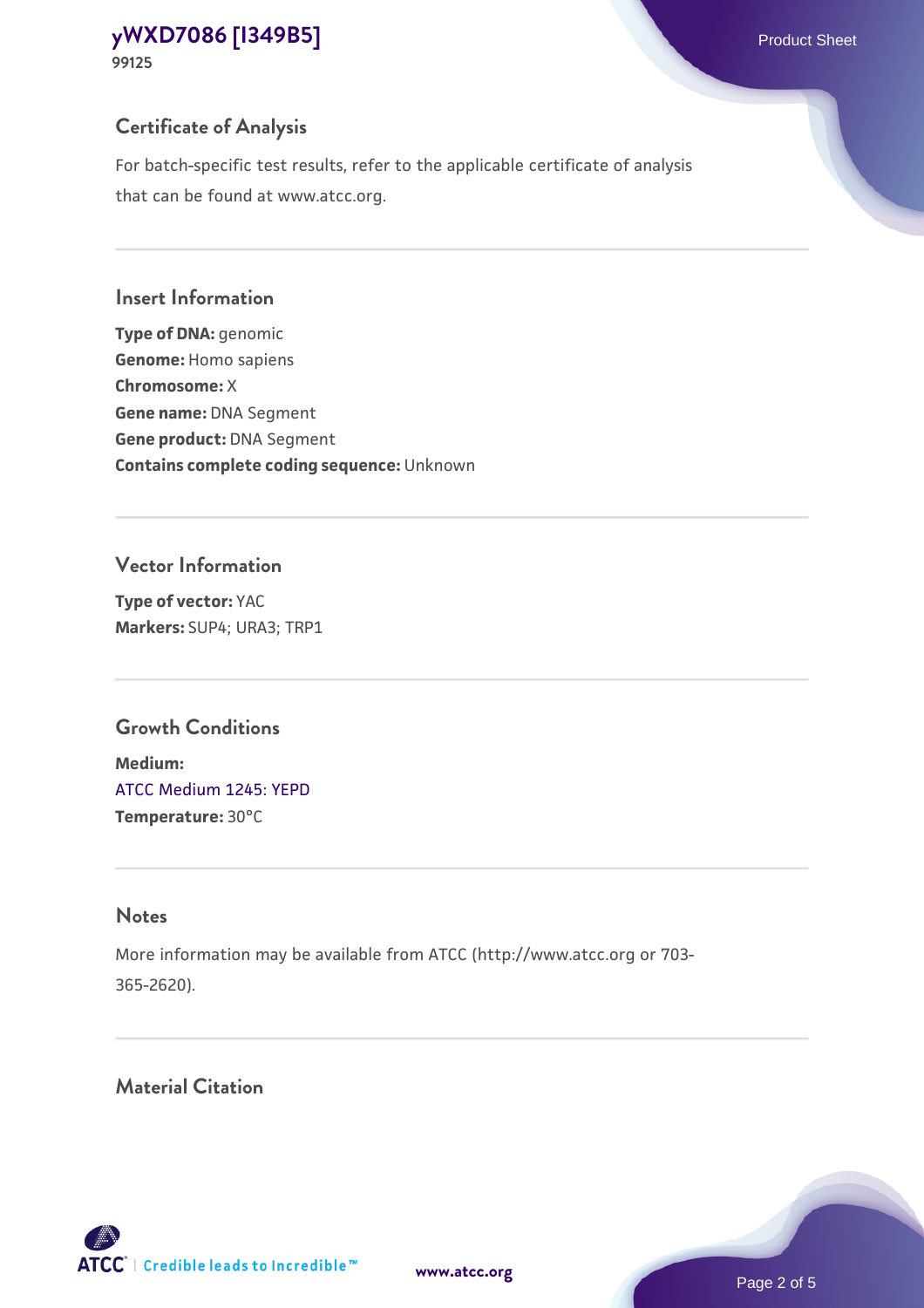## Certificate of Analysis

For batch-specific test results, refer to the applicable certificate of analysis that can be found at www.atcc.org.

## Insert Information

**Type of DNA:** genomic
**Genome:** Homo sapiens
**Chromosome:** X
**Gene name:** DNA Segment
**Gene product:** DNA Segment
**Contains complete coding sequence:** Unknown

## Vector Information

**Type of vector:** YAC
**Markers:** SUP4; URA3; TRP1

## Growth Conditions

**Medium:**
ATCC Medium 1245: YEPD
**Temperature:** 30°C

## Notes

More information may be available from ATCC (http://www.atcc.org or 703-365-2620).

## Material Citation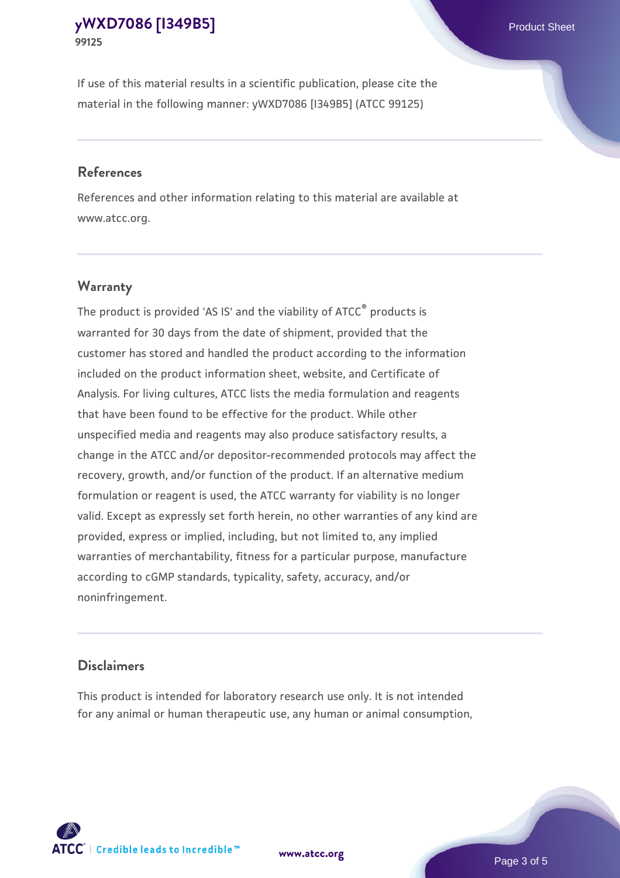If use of this material results in a scientific publication, please cite the material in the following manner: yWXD7086 [I349B5] (ATCC 99125)

## References

References and other information relating to this material are available at www.atcc.org.

## Warranty

The product is provided 'AS IS' and the viability of ATCC® products is warranted for 30 days from the date of shipment, provided that the customer has stored and handled the product according to the information included on the product information sheet, website, and Certificate of Analysis. For living cultures, ATCC lists the media formulation and reagents that have been found to be effective for the product. While other unspecified media and reagents may also produce satisfactory results, a change in the ATCC and/or depositor-recommended protocols may affect the recovery, growth, and/or function of the product. If an alternative medium formulation or reagent is used, the ATCC warranty for viability is no longer valid. Except as expressly set forth herein, no other warranties of any kind are provided, express or implied, including, but not limited to, any implied warranties of merchantability, fitness for a particular purpose, manufacture according to cGMP standards, typicality, safety, accuracy, and/or noninfringement.

## Disclaimers

This product is intended for laboratory research use only. It is not intended for any animal or human therapeutic use, any human or animal consumption,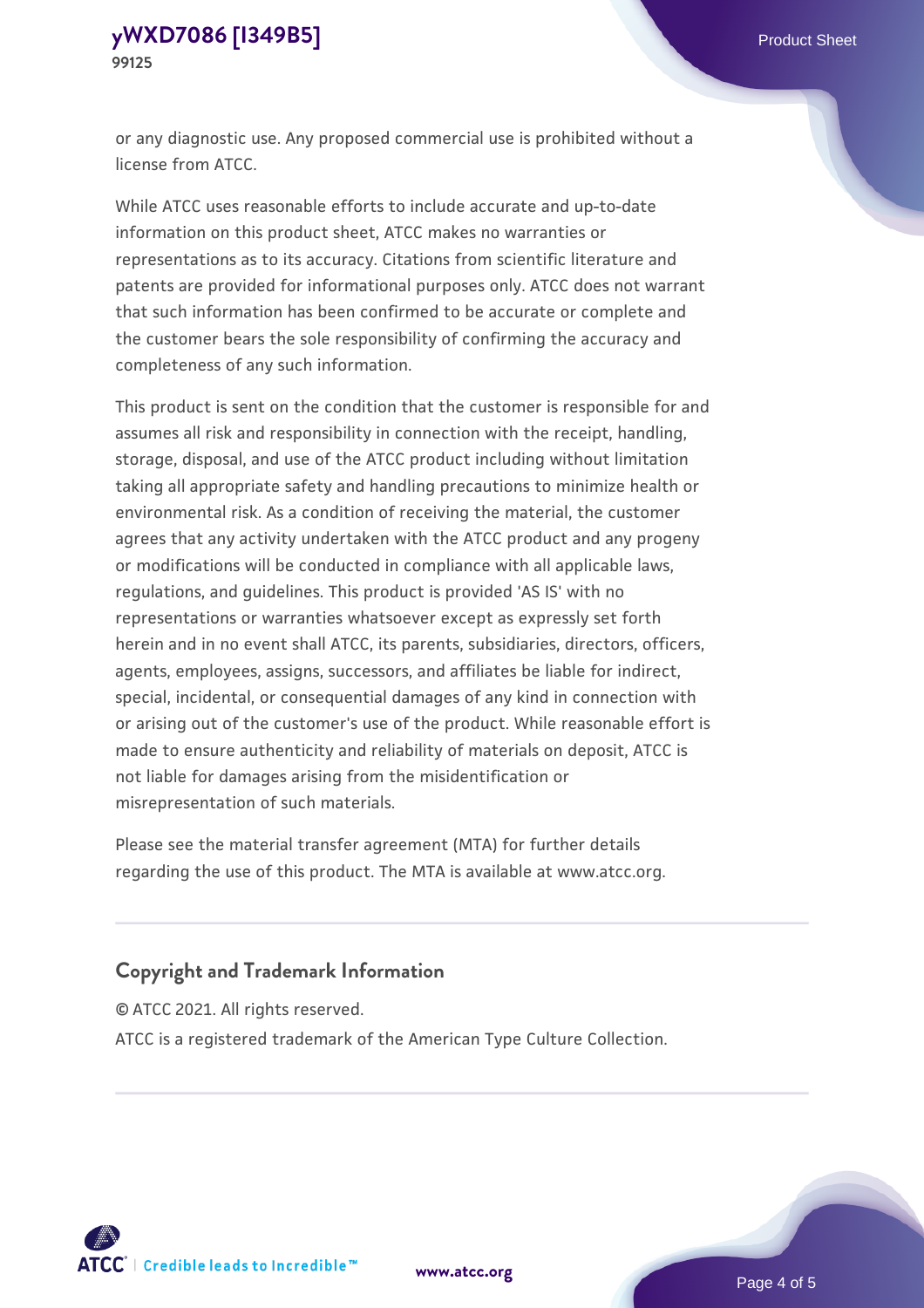or any diagnostic use. Any proposed commercial use is prohibited without a license from ATCC.

While ATCC uses reasonable efforts to include accurate and up-to-date information on this product sheet, ATCC makes no warranties or representations as to its accuracy. Citations from scientific literature and patents are provided for informational purposes only. ATCC does not warrant that such information has been confirmed to be accurate or complete and the customer bears the sole responsibility of confirming the accuracy and completeness of any such information.

This product is sent on the condition that the customer is responsible for and assumes all risk and responsibility in connection with the receipt, handling, storage, disposal, and use of the ATCC product including without limitation taking all appropriate safety and handling precautions to minimize health or environmental risk. As a condition of receiving the material, the customer agrees that any activity undertaken with the ATCC product and any progeny or modifications will be conducted in compliance with all applicable laws, regulations, and guidelines. This product is provided 'AS IS' with no representations or warranties whatsoever except as expressly set forth herein and in no event shall ATCC, its parents, subsidiaries, directors, officers, agents, employees, assigns, successors, and affiliates be liable for indirect, special, incidental, or consequential damages of any kind in connection with or arising out of the customer's use of the product. While reasonable effort is made to ensure authenticity and reliability of materials on deposit, ATCC is not liable for damages arising from the misidentification or misrepresentation of such materials.

Please see the material transfer agreement (MTA) for further details regarding the use of this product. The MTA is available at www.atcc.org.

## Copyright and Trademark Information

© ATCC 2021. All rights reserved.

ATCC is a registered trademark of the American Type Culture Collection.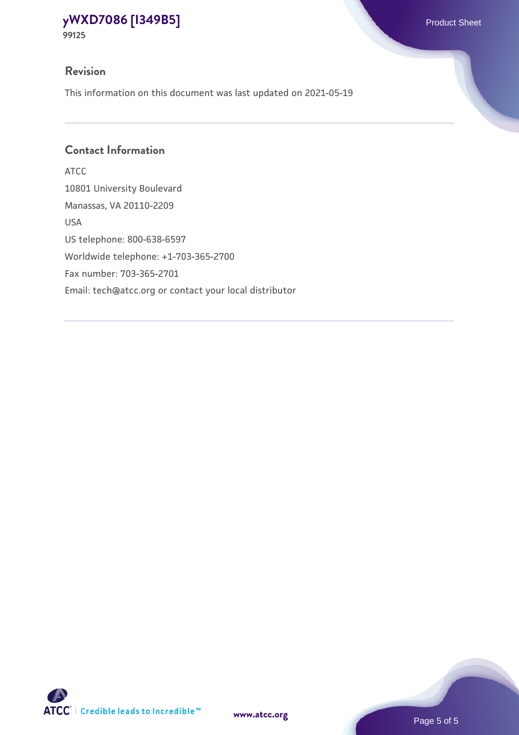## Revision

This information on this document was last updated on 2021-05-19

## Contact Information

ATCC
10801 University Boulevard
Manassas, VA 20110-2209
USA
US telephone: 800-638-6597
Worldwide telephone: +1-703-365-2700
Fax number: 703-365-2701
Email: tech@atcc.org or contact your local distributor